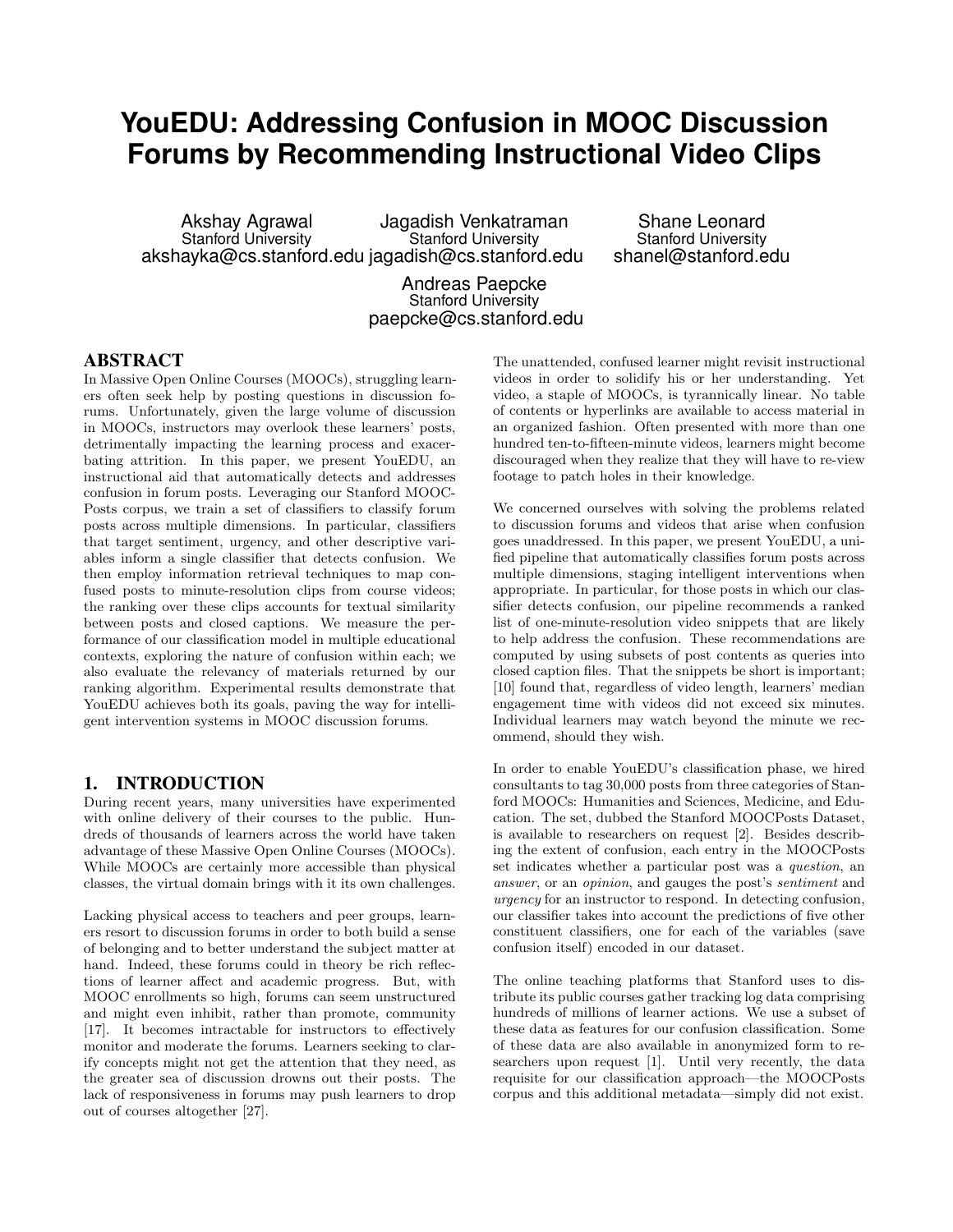# YouEDU: Addressing Confusion in MOOC Discussion Forums by Recommending Instructional Video Clips

Akshay Agrawal
Stanford University
akshayka@cs.stanford.edu

Jagadish Venkatraman
Stanford University
jagadish@cs.stanford.edu

Shane Leonard
Stanford University
shanel@stanford.edu

Andreas Paepcke
Stanford University
paepcke@cs.stanford.edu

## ABSTRACT

In Massive Open Online Courses (MOOCs), struggling learners often seek help by posting questions in discussion forums. Unfortunately, given the large volume of discussion in MOOCs, instructors may overlook these learners' posts, detrimentally impacting the learning process and exacerbating attrition. In this paper, we present YouEDU, an instructional aid that automatically detects and addresses confusion in forum posts. Leveraging our Stanford MOOCPosts corpus, we train a set of classifiers to classify forum posts across multiple dimensions. In particular, classifiers that target sentiment, urgency, and other descriptive variables inform a single classifier that detects confusion. We then employ information retrieval techniques to map confused posts to minute-resolution clips from course videos; the ranking over these clips accounts for textual similarity between posts and closed captions. We measure the performance of our classification model in multiple educational contexts, exploring the nature of confusion within each; we also evaluate the relevancy of materials returned by our ranking algorithm. Experimental results demonstrate that YouEDU achieves both its goals, paving the way for intelligent intervention systems in MOOC discussion forums.

## 1. INTRODUCTION

During recent years, many universities have experimented with online delivery of their courses to the public. Hundreds of thousands of learners across the world have taken advantage of these Massive Open Online Courses (MOOCs). While MOOCs are certainly more accessible than physical classes, the virtual domain brings with it its own challenges.

Lacking physical access to teachers and peer groups, learners resort to discussion forums in order to both build a sense of belonging and to better understand the subject matter at hand. Indeed, these forums could in theory be rich reflections of learner affect and academic progress. But, with MOOC enrollments so high, forums can seem unstructured and might even inhibit, rather than promote, community [17]. It becomes intractable for instructors to effectively monitor and moderate the forums. Learners seeking to clarify concepts might not get the attention that they need, as the greater sea of discussion drowns out their posts. The lack of responsiveness in forums may push learners to drop out of courses altogether [27].

The unattended, confused learner might revisit instructional videos in order to solidify his or her understanding. Yet video, a staple of MOOCs, is tyrannically linear. No table of contents or hyperlinks are available to access material in an organized fashion. Often presented with more than one hundred ten-to-fifteen-minute videos, learners might become discouraged when they realize that they will have to re-view footage to patch holes in their knowledge.

We concerned ourselves with solving the problems related to discussion forums and videos that arise when confusion goes unaddressed. In this paper, we present YouEDU, a unified pipeline that automatically classifies forum posts across multiple dimensions, staging intelligent interventions when appropriate. In particular, for those posts in which our classifier detects confusion, our pipeline recommends a ranked list of one-minute-resolution video snippets that are likely to help address the confusion. These recommendations are computed by using subsets of post contents as queries into closed caption files. That the snippets be short is important; [10] found that, regardless of video length, learners' median engagement time with videos did not exceed six minutes. Individual learners may watch beyond the minute we recommend, should they wish.

In order to enable YouEDU's classification phase, we hired consultants to tag 30,000 posts from three categories of Stanford MOOCs: Humanities and Sciences, Medicine, and Education. The set, dubbed the Stanford MOOCPosts Dataset, is available to researchers on request [2]. Besides describing the extent of confusion, each entry in the MOOCPosts set indicates whether a particular post was a *question*, an *answer*, or an *opinion*, and gauges the post's *sentiment* and *urgency* for an instructor to respond. In detecting confusion, our classifier takes into account the predictions of five other constituent classifiers, one for each of the variables (save confusion itself) encoded in our dataset.

The online teaching platforms that Stanford uses to distribute its public courses gather tracking log data comprising hundreds of millions of learner actions. We use a subset of these data as features for our confusion classification. Some of these data are also available in anonymized form to researchers upon request [1]. Until very recently, the data requisite for our classification approach—the MOOCPosts corpus and this additional metadata—simply did not exist.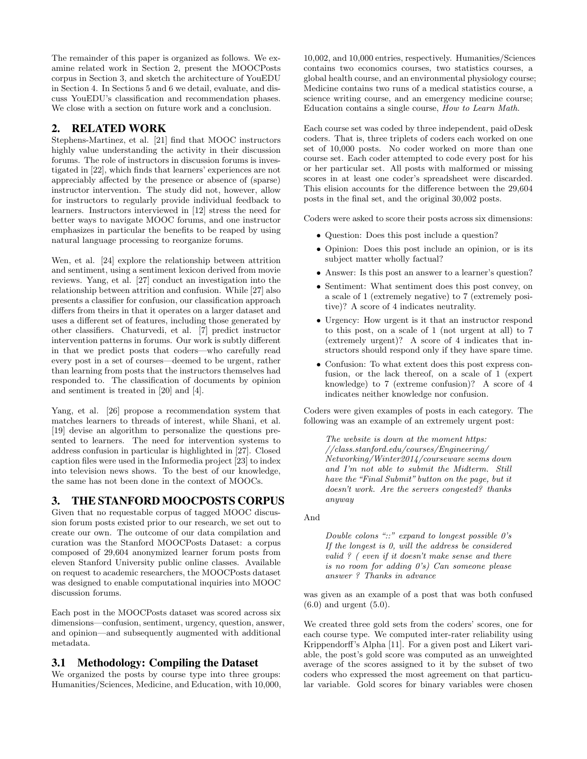The remainder of this paper is organized as follows. We examine related work in Section 2, present the MOOCPosts corpus in Section 3, and sketch the architecture of YouEDU in Section 4. In Sections 5 and 6 we detail, evaluate, and discuss YouEDU's classification and recommendation phases. We close with a section on future work and a conclusion.

## 2. RELATED WORK

Stephens-Martinez, et al. [21] find that MOOC instructors highly value understanding the activity in their discussion forums. The role of instructors in discussion forums is investigated in [22], which finds that learners' experiences are not appreciably affected by the presence or absence of (sparse) instructor intervention. The study did not, however, allow for instructors to regularly provide individual feedback to learners. Instructors interviewed in [12] stress the need for better ways to navigate MOOC forums, and one instructor emphasizes in particular the benefits to be reaped by using natural language processing to reorganize forums.

Wen, et al. [24] explore the relationship between attrition and sentiment, using a sentiment lexicon derived from movie reviews. Yang, et al. [27] conduct an investigation into the relationship between attrition and confusion. While [27] also presents a classifier for confusion, our classification approach differs from theirs in that it operates on a larger dataset and uses a different set of features, including those generated by other classifiers. Chaturvedi, et al. [7] predict instructor intervention patterns in forums. Our work is subtly different in that we predict posts that coders—who carefully read every post in a set of courses—deemed to be urgent, rather than learning from posts that the instructors themselves had responded to. The classification of documents by opinion and sentiment is treated in [20] and [4].

Yang, et al. [26] propose a recommendation system that matches learners to threads of interest, while Shani, et al. [19] devise an algorithm to personalize the questions presented to learners. The need for intervention systems to address confusion in particular is highlighted in [27]. Closed caption files were used in the Informedia project [23] to index into television news shows. To the best of our knowledge, the same has not been done in the context of MOOCs.

## 3. THE STANFORD MOOCPOSTS CORPUS

Given that no requestable corpus of tagged MOOC discussion forum posts existed prior to our research, we set out to create our own. The outcome of our data compilation and curation was the Stanford MOOCPosts Dataset: a corpus composed of 29,604 anonymized learner forum posts from eleven Stanford University public online classes. Available on request to academic researchers, the MOOCPosts dataset was designed to enable computational inquiries into MOOC discussion forums.

Each post in the MOOCPosts dataset was scored across six dimensions—confusion, sentiment, urgency, question, answer, and opinion—and subsequently augmented with additional metadata.

### 3.1 Methodology: Compiling the Dataset

We organized the posts by course type into three groups: Humanities/Sciences, Medicine, and Education, with 10,000, 10,002, and 10,000 entries, respectively. Humanities/Sciences contains two economics courses, two statistics courses, a global health course, and an environmental physiology course; Medicine contains two runs of a medical statistics course, a science writing course, and an emergency medicine course; Education contains a single course, *How to Learn Math*.

Each course set was coded by three independent, paid oDesk coders. That is, three triplets of coders each worked on one set of 10,000 posts. No coder worked on more than one course set. Each coder attempted to code every post for his or her particular set. All posts with malformed or missing scores in at least one coder's spreadsheet were discarded. This elision accounts for the difference between the 29,604 posts in the final set, and the original 30,002 posts.

Coders were asked to score their posts across six dimensions:

- Question: Does this post include a question?
- Opinion: Does this post include an opinion, or is its subject matter wholly factual?
- Answer: Is this post an answer to a learner's question?
- Sentiment: What sentiment does this post convey, on a scale of 1 (extremely negative) to 7 (extremely positive)? A score of 4 indicates neutrality.
- Urgency: How urgent is it that an instructor respond to this post, on a scale of 1 (not urgent at all) to 7 (extremely urgent)? A score of 4 indicates that instructors should respond only if they have spare time.
- Confusion: To what extent does this post express confusion, or the lack thereof, on a scale of 1 (expert knowledge) to 7 (extreme confusion)? A score of 4 indicates neither knowledge nor confusion.

Coders were given examples of posts in each category. The following was an example of an extremely urgent post:

> *The website is down at the moment https://class.stanford.edu/courses/Engineering/Networking/Winter2014/courseware seems down and I'm not able to submit the Midterm. Still have the "Final Submit" button on the page, but it doesn't work. Are the servers congested? thanks anyway*

And

> *Double colons "::" expand to longest possible 0's If the longest is 0, will the address be considered valid ? ( even if it doesn't make sense and there is no room for adding 0's) Can someone please answer ? Thanks in advance*

was given as an example of a post that was both confused (6.0) and urgent (5.0).

We created three gold sets from the coders' scores, one for each course type. We computed inter-rater reliability using Krippendorff's Alpha [11]. For a given post and Likert variable, the post's gold score was computed as an unweighted average of the scores assigned to it by the subset of two coders who expressed the most agreement on that particular variable. Gold scores for binary variables were chosen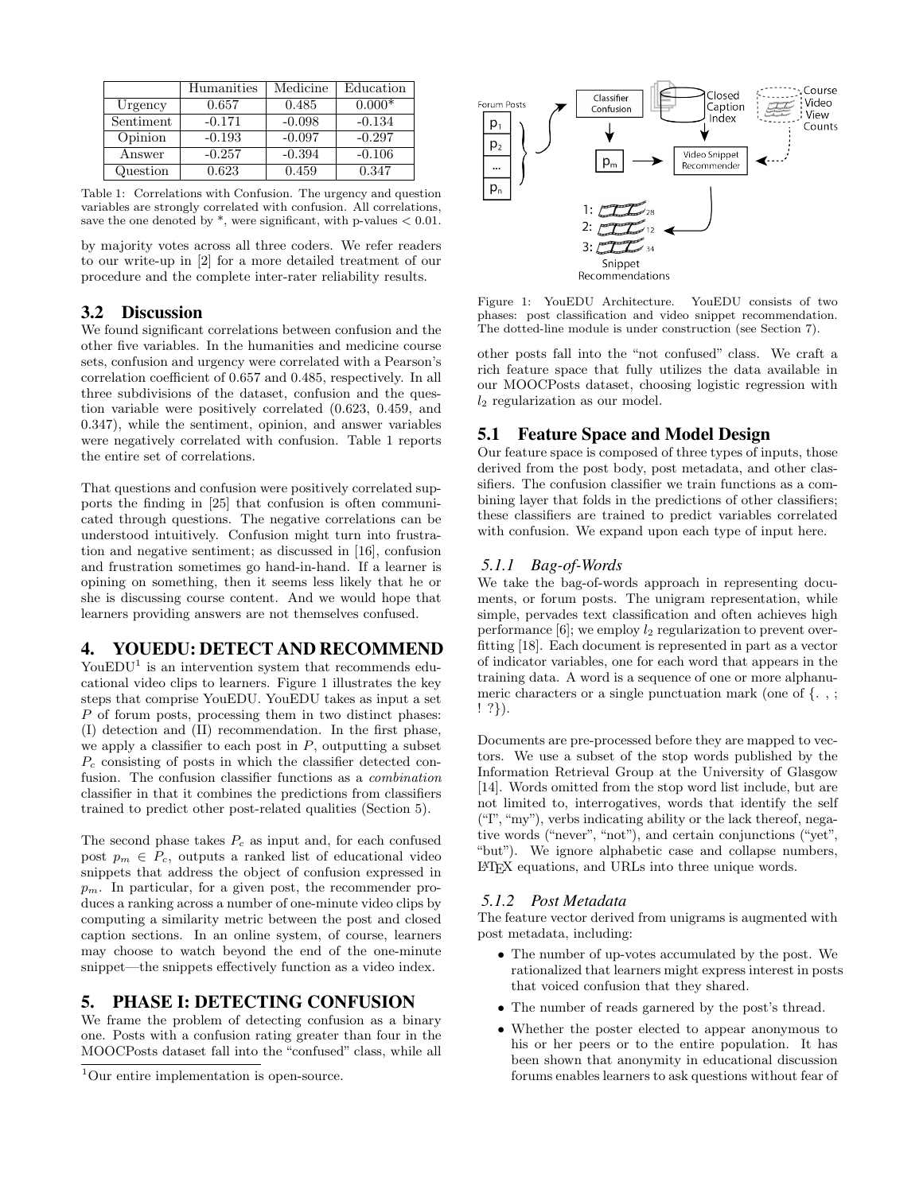| | Humanities | Medicine | Education |
|---|---|---|---|
| Urgency | 0.657 | 0.485 | 0.000* |
| Sentiment | -0.171 | -0.098 | -0.134 |
| Opinion | -0.193 | -0.097 | -0.297 |
| Answer | -0.257 | -0.394 | -0.106 |
| Question | 0.623 | 0.459 | 0.347 |

Table 1: Correlations with Confusion. The urgency and question variables are strongly correlated with confusion. All correlations, save the one denoted by *, were significant, with p-values $< 0.01$.

by majority votes across all three coders. We refer readers to our write-up in [2] for a more detailed treatment of our procedure and the complete inter-rater reliability results.

## 3.2 Discussion

We found significant correlations between confusion and the other five variables. In the humanities and medicine course sets, confusion and urgency were correlated with a Pearson's correlation coefficient of 0.657 and 0.485, respectively. In all three subdivisions of the dataset, confusion and the question variable were positively correlated (0.623, 0.459, and 0.347), while the sentiment, opinion, and answer variables were negatively correlated with confusion. Table 1 reports the entire set of correlations.

That questions and confusion were positively correlated supports the finding in [25] that confusion is often communicated through questions. The negative correlations can be understood intuitively. Confusion might turn into frustration and negative sentiment; as discussed in [16], confusion and frustration sometimes go hand-in-hand. If a learner is opining on something, then it seems less likely that he or she is discussing course content. And we would hope that learners providing answers are not themselves confused.

# 4. YOUEDU: DETECT AND RECOMMEND

YouEDU[1] is an intervention system that recommends educational video clips to learners. Figure 1 illustrates the key steps that comprise YouEDU. YouEDU takes as input a set $P$ of forum posts, processing them in two distinct phases: (I) detection and (II) recommendation. In the first phase, we apply a classifier to each post in $P$, outputting a subset $P_c$ consisting of posts in which the classifier detected confusion. The confusion classifier functions as a *combination* classifier in that it combines the predictions from classifiers trained to predict other post-related qualities (Section 5).

The second phase takes $P_c$ as input and, for each confused post $p_m \in P_c$, outputs a ranked list of educational video snippets that address the object of confusion expressed in $p_m$. In particular, for a given post, the recommender produces a ranking across a number of one-minute video clips by computing a similarity metric between the post and closed caption sections. In an online system, of course, learners may choose to watch beyond the end of the one-minute snippet—the snippets effectively function as a video index.

# 5. PHASE I: DETECTING CONFUSION

We frame the problem of detecting confusion as a binary one. Posts with a confusion rating greater than four in the MOOCPosts dataset fall into the "confused" class, while all other posts fall into the "not confused" class. We craft a rich feature space that fully utilizes the data available in our MOOCPosts dataset, choosing logistic regression with $l_2$ regularization as our model.

[1] Our entire implementation is open-source.

Figure 1: YouEDU Architecture. YouEDU consists of two phases: post classification and video snippet recommendation. The dotted-line module is under construction (see Section 7).

## 5.1 Feature Space and Model Design

Our feature space is composed of three types of inputs, those derived from the post body, post metadata, and other classifiers. The confusion classifier we train functions as a combining layer that folds in the predictions of other classifiers; these classifiers are trained to predict variables correlated with confusion. We expand upon each type of input here.

### 5.1.1 Bag-of-Words

We take the bag-of-words approach in representing documents, or forum posts. The unigram representation, while simple, pervades text classification and often achieves high performance [6]; we employ $l_2$ regularization to prevent overfitting [18]. Each document is represented in part as a vector of indicator variables, one for each word that appears in the training data. A word is a sequence of one or more alphanumeric characters or a single punctuation mark (one of {. , ; ! ?}).

Documents are pre-processed before they are mapped to vectors. We use a subset of the stop words published by the Information Retrieval Group at the University of Glasgow [14]. Words omitted from the stop word list include, but are not limited to, interrogatives, words that identify the self ("I", "my"), verbs indicating ability or the lack thereof, negative words ("never", "not"), and certain conjunctions ("yet", "but"). We ignore alphabetic case and collapse numbers, LaTeX equations, and URLs into three unique words.

### 5.1.2 Post Metadata

The feature vector derived from unigrams is augmented with post metadata, including:

- The number of up-votes accumulated by the post. We rationalized that learners might express interest in posts that voiced confusion that they shared.
- The number of reads garnered by the post's thread.
- Whether the poster elected to appear anonymous to his or her peers or to the entire population. It has been shown that anonymity in educational discussion forums enables learners to ask questions without fear of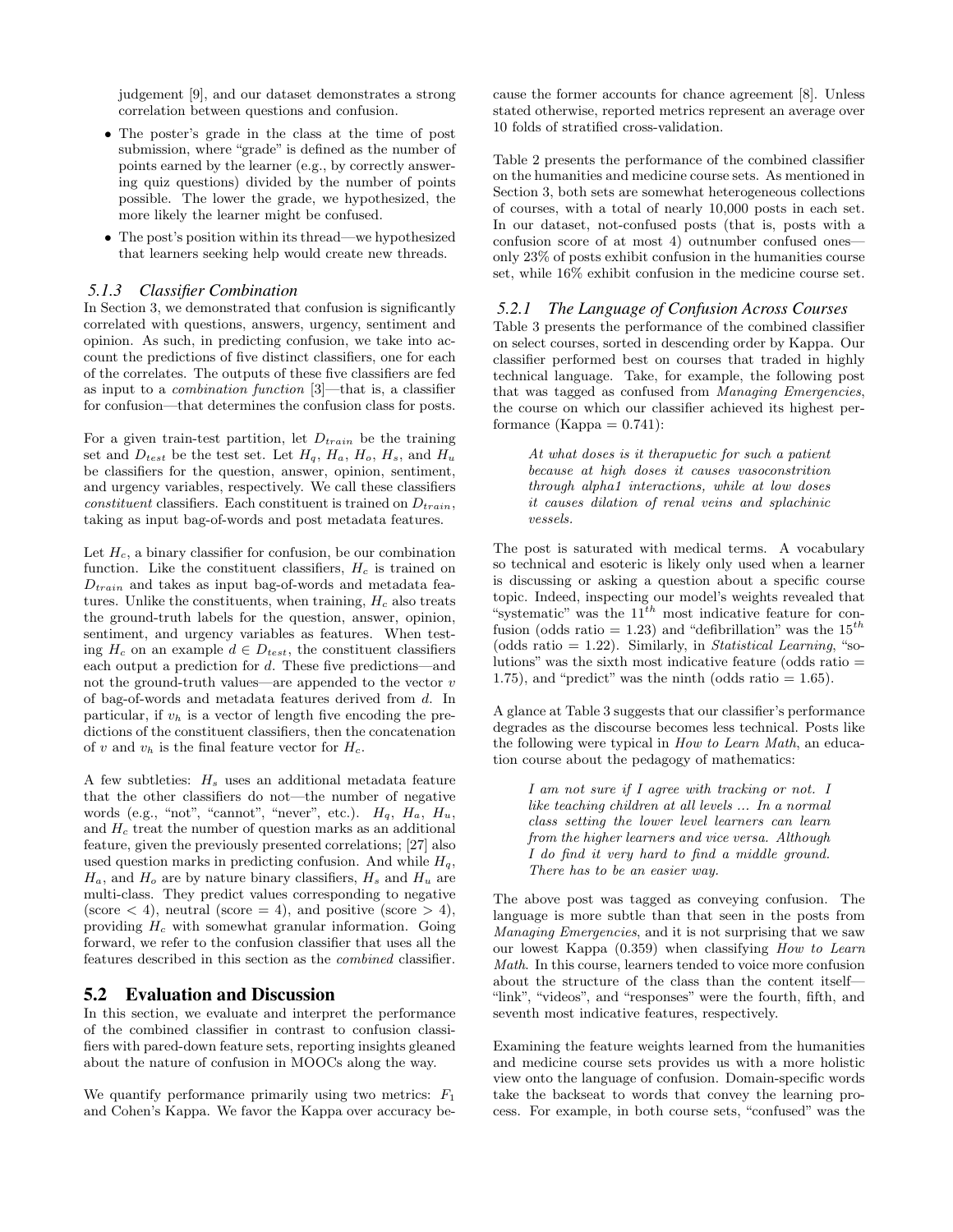judgement [9], and our dataset demonstrates a strong correlation between questions and confusion.

- The poster's grade in the class at the time of post submission, where "grade" is defined as the number of points earned by the learner (e.g., by correctly answering quiz questions) divided by the number of points possible. The lower the grade, we hypothesized, the more likely the learner might be confused.
- The post's position within its thread—we hypothesized that learners seeking help would create new threads.

### 5.1.3 Classifier Combination

In Section 3, we demonstrated that confusion is significantly correlated with questions, answers, urgency, sentiment and opinion. As such, in predicting confusion, we take into account the predictions of five distinct classifiers, one for each of the correlates. The outputs of these five classifiers are fed as input to a *combination function* [3]—that is, a classifier for confusion—that determines the confusion class for posts.

For a given train-test partition, let $D_{train}$ be the training set and $D_{test}$ be the test set. Let $H_q$, $H_a$, $H_o$, $H_s$, and $H_u$ be classifiers for the question, answer, opinion, sentiment, and urgency variables, respectively. We call these classifiers *constituent* classifiers. Each constituent is trained on $D_{train}$, taking as input bag-of-words and post metadata features.

Let $H_c$, a binary classifier for confusion, be our combination function. Like the constituent classifiers, $H_c$ is trained on $D_{train}$ and takes as input bag-of-words and metadata features. Unlike the constituents, when training, $H_c$ also treats the ground-truth labels for the question, answer, opinion, sentiment, and urgency variables as features. When testing $H_c$ on an example $d \in D_{test}$, the constituent classifiers each output a prediction for $d$. These five predictions—and not the ground-truth values—are appended to the vector $v$ of bag-of-words and metadata features derived from $d$. In particular, if $v_h$ is a vector of length five encoding the predictions of the constituent classifiers, then the concatenation of $v$ and $v_h$ is the final feature vector for $H_c$.

A few subtleties: $H_s$ uses an additional metadata feature that the other classifiers do not—the number of negative words (e.g., "not", "cannot", "never", etc.). $H_q$, $H_a$, $H_u$, and $H_c$ treat the number of question marks as an additional feature, given the previously presented correlations; [27] also used question marks in predicting confusion. And while $H_q$, $H_a$, and $H_o$ are by nature binary classifiers, $H_s$ and $H_u$ are multi-class. They predict values corresponding to negative (score $< 4$), neutral (score $= 4$), and positive (score $> 4$), providing $H_c$ with somewhat granular information. Going forward, we refer to the confusion classifier that uses all the features described in this section as the *combined* classifier.

## 5.2 Evaluation and Discussion

In this section, we evaluate and interpret the performance of the combined classifier in contrast to confusion classifiers with pared-down feature sets, reporting insights gleaned about the nature of confusion in MOOCs along the way.

We quantify performance primarily using two metrics: $F_1$ and Cohen's Kappa. We favor the Kappa over accuracy because the former accounts for chance agreement [8]. Unless stated otherwise, reported metrics represent an average over 10 folds of stratified cross-validation.

Table 2 presents the performance of the combined classifier on the humanities and medicine course sets. As mentioned in Section 3, both sets are somewhat heterogeneous collections of courses, with a total of nearly 10,000 posts in each set. In our dataset, not-confused posts (that is, posts with a confusion score of at most 4) outnumber confused ones—only 23% of posts exhibit confusion in the humanities course set, while 16% exhibit confusion in the medicine course set.

### 5.2.1 The Language of Confusion Across Courses

Table 3 presents the performance of the combined classifier on select courses, sorted in descending order by Kappa. Our classifier performed best on courses that traded in highly technical language. Take, for example, the following post that was tagged as confused from *Managing Emergencies*, the course on which our classifier achieved its highest performance (Kappa = 0.741):

> *At what doses is it therapuetic for such a patient because at high doses it causes vasoconstrition through alpha1 interactions, while at low doses it causes dilation of renal veins and splachinic vessels.*

The post is saturated with medical terms. A vocabulary so technical and esoteric is likely only used when a learner is discussing or asking a question about a specific course topic. Indeed, inspecting our model's weights revealed that "systematic" was the $11^{th}$ most indicative feature for confusion (odds ratio = 1.23) and "defibrillation" was the $15^{th}$ (odds ratio = 1.22). Similarly, in *Statistical Learning*, "solutions" was the sixth most indicative feature (odds ratio = 1.75), and "predict" was the ninth (odds ratio = 1.65).

A glance at Table 3 suggests that our classifier's performance degrades as the discourse becomes less technical. Posts like the following were typical in *How to Learn Math*, an education course about the pedagogy of mathematics:

> *I am not sure if I agree with tracking or not. I like teaching children at all levels ... In a normal class setting the lower level learners can learn from the higher learners and vice versa. Although I do find it very hard to find a middle ground. There has to be an easier way.*

The above post was tagged as conveying confusion. The language is more subtle than that seen in the posts from *Managing Emergencies*, and it is not surprising that we saw our lowest Kappa (0.359) when classifying *How to Learn Math*. In this course, learners tended to voice more confusion about the structure of the class than the content itself—"link", "videos", and "responses" were the fourth, fifth, and seventh most indicative features, respectively.

Examining the feature weights learned from the humanities and medicine course sets provides us with a more holistic view onto the language of confusion. Domain-specific words take the backseat to words that convey the learning process. For example, in both course sets, "confused" was the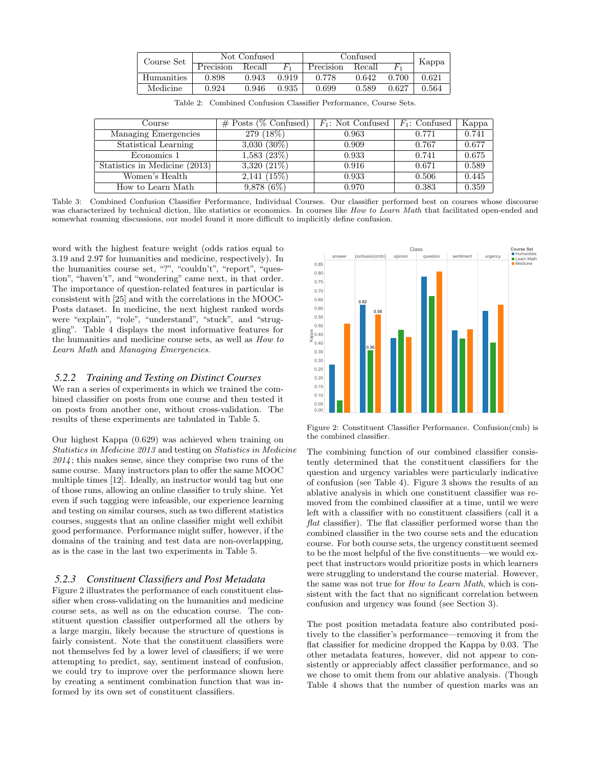| Course Set | Not Confused | | | Confused | | | Kappa |
|---|---|---|---|---|---|---|---|
| | Precision | Recall | $F_1$ | Precision | Recall | $F_1$ | |
| Humanities | 0.898 | 0.943 | 0.919 | 0.778 | 0.642 | 0.700 | 0.621 |
| Medicine | 0.924 | 0.946 | 0.935 | 0.699 | 0.589 | 0.627 | 0.564 |

Table 2: Combined Confusion Classifier Performance, Course Sets.

| Course | # Posts (% Confused) | $F_1$: Not Confused | $F_1$: Confused | Kappa |
|---|---|---|---|---|
| Managing Emergencies | 279 (18%) | 0.963 | 0.771 | 0.741 |
| Statistical Learning | 3,030 (30%) | 0.909 | 0.767 | 0.677 |
| Economics 1 | 1,583 (23%) | 0.933 | 0.741 | 0.675 |
| Statistics in Medicine (2013) | 3,320 (21%) | 0.916 | 0.671 | 0.589 |
| Women's Health | 2,141 (15%) | 0.933 | 0.506 | 0.445 |
| How to Learn Math | 9,878 (6%) | 0.970 | 0.383 | 0.359 |

Table 3: Combined Confusion Classifier Performance, Individual Courses. Our classifier performed best on courses whose discourse was characterized by technical diction, like statistics or economics. In courses like *How to Learn Math* that facilitated open-ended and somewhat roaming discussions, our model found it more difficult to implicitly define confusion.

word with the highest feature weight (odds ratios equal to 3.19 and 2.97 for humanities and medicine, respectively). In the humanities course set, "?", "couldn't", "report", "question", "haven't", and "wondering" came next, in that order. The importance of question-related features in particular is consistent with [25] and with the correlations in the MOOC-Posts dataset. In medicine, the next highest ranked words were "explain", "role", "understand", "stuck", and "struggling". Table 4 displays the most informative features for the humanities and medicine course sets, as well as *How to Learn Math* and *Managing Emergencies*.

### 5.2.2 Training and Testing on Distinct Courses

We ran a series of experiments in which we trained the combined classifier on posts from one course and then tested it on posts from another one, without cross-validation. The results of these experiments are tabulated in Table 5.

Our highest Kappa (0.629) was achieved when training on *Statistics in Medicine 2013* and testing on *Statistics in Medicine 2014*; this makes sense, since they comprise two runs of the same course. Many instructors plan to offer the same MOOC multiple times [12]. Ideally, an instructor would tag but one of those runs, allowing an online classifier to truly shine. Yet even if such tagging were infeasible, our experience learning and testing on similar courses, such as two different statistics courses, suggests that an online classifier might well exhibit good performance. Performance might suffer, however, if the domains of the training and test data are non-overlapping, as is the case in the last two experiments in Table 5.

### 5.2.3 Constituent Classifiers and Post Metadata

Figure 2 illustrates the performance of each constituent classifier when cross-validating on the humanities and medicine course sets, as well as on the education course. The constituent question classifier outperformed all the others by a large margin, likely because the structure of questions is fairly consistent. Note that the constituent classifiers were not themselves fed by a lower level of classifiers; if we were attempting to predict, say, sentiment instead of confusion, we could try to improve over the performance shown here by creating a sentiment combination function that was informed by its own set of constituent classifiers.

Figure 2: Constituent Classifier Performance. Confusion(cmb) is the combined classifier.

The combining function of our combined classifier consistently determined that the constituent classifiers for the question and urgency variables were particularly indicative of confusion (see Table 4). Figure 3 shows the results of an ablative analysis in which one constituent classifier was removed from the combined classifier at a time, until we were left with a classifier with no constituent classifiers (call it a *flat* classifier). The flat classifier performed worse than the combined classifier in the two course sets and the education course. For both course sets, the urgency constituent seemed to be the most helpful of the five constituents—we would expect that instructors would prioritize posts in which learners were struggling to understand the course material. However, the same was not true for *How to Learn Math*, which is consistent with the fact that no significant correlation between confusion and urgency was found (see Section 3).

The post position metadata feature also contributed positively to the classifier's performance—removing it from the flat classifier for medicine dropped the Kappa by 0.03. The other metadata features, however, did not appear to consistently or appreciably affect classifier performance, and so we chose to omit them from our ablative analysis. (Though Table 4 shows that the number of question marks was an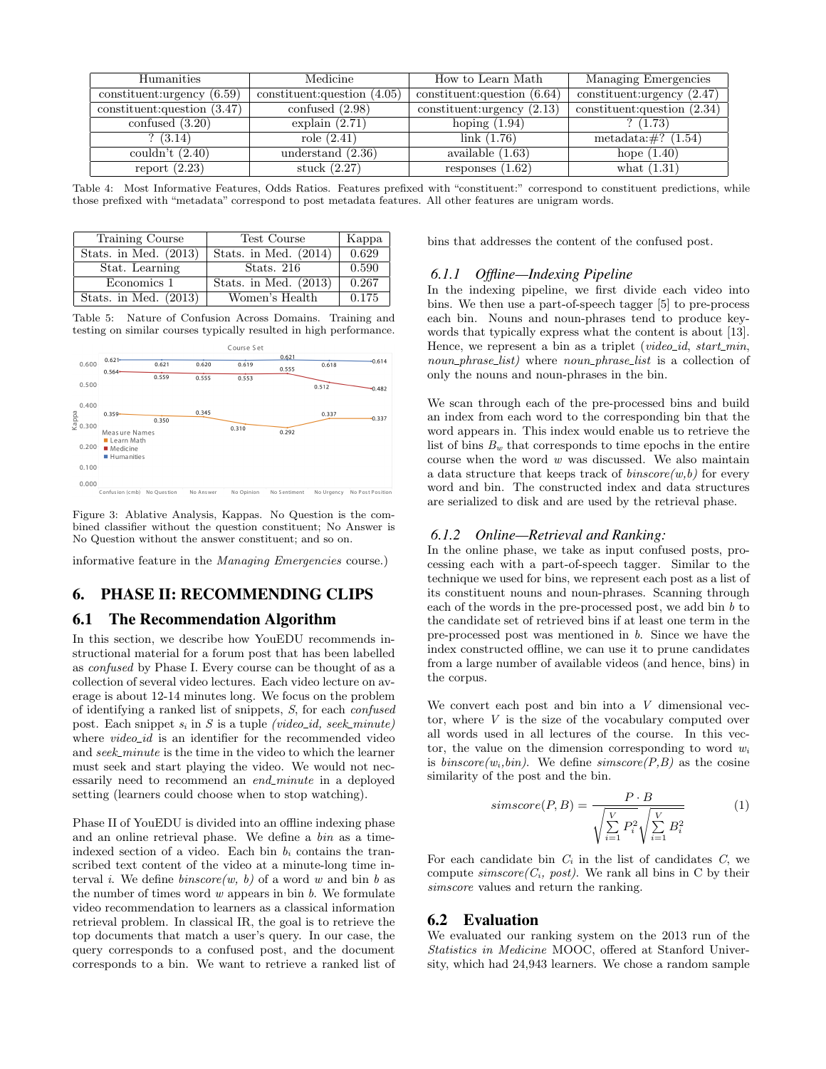| Humanities | Medicine | How to Learn Math | Managing Emergencies |
|---|---|---|---|
| constituent:urgency (6.59) | constituent:question (4.05) | constituent:question (6.64) | constituent:urgency (2.47) |
| constituent:question (3.47) | confused (2.98) | constituent:urgency (2.13) | constituent:question (2.34) |
| confused (3.20) | explain (2.71) | hoping (1.94) | ? (1.73) |
| ? (3.14) | role (2.41) | link (1.76) | metadata:#? (1.54) |
| couldn't (2.40) | understand (2.36) | available (1.63) | hope (1.40) |
| report (2.23) | stuck (2.27) | responses (1.62) | what (1.31) |

Table 4: Most Informative Features, Odds Ratios. Features prefixed with "constituent:" correspond to constituent predictions, while those prefixed with "metadata" correspond to post metadata features. All other features are unigram words.

| Training Course | Test Course | Kappa |
|---|---|---|
| Stats. in Med. (2013) | Stats. in Med. (2014) | 0.629 |
| Stat. Learning | Stats. 216 | 0.590 |
| Economics 1 | Stats. in Med. (2013) | 0.267 |
| Stats. in Med. (2013) | Women's Health | 0.175 |

Table 5: Nature of Confusion Across Domains. Training and testing on similar courses typically resulted in high performance.

| Measure Names | Confusion (cmb) | No Question | No Answer | No Opinion | No Sentiment | No Urgency | No Post Position |
|---|---|---|---|---|---|---|---|
| Learn Math | 0.359 | 0.350 | 0.345 | 0.310 | 0.292 | 0.337 | 0.337 |
| Medicine | 0.564 | 0.559 | 0.555 | 0.553 | 0.555 | 0.512 | 0.482 |
| Humanities | 0.621 | 0.621 | 0.620 | 0.619 | 0.621 | 0.618 | 0.614 |

Figure 3: Ablative Analysis, Kappas. No Question is the combined classifier without the question constituent; No Answer is No Question without the answer constituent; and so on.

informative feature in the *Managing Emergencies* course.)

## 6. PHASE II: RECOMMENDING CLIPS

### 6.1 The Recommendation Algorithm

In this section, we describe how YouEDU recommends instructional material for a forum post that has been labelled as *confused* by Phase I. Every course can be thought of as a collection of several video lectures. Each video lecture on average is about 12-14 minutes long. We focus on the problem of identifying a ranked list of snippets, $S$, for each *confused* post. Each snippet $s_i$ in $S$ is a tuple *(video_id, seek_minute)* where *video_id* is an identifier for the recommended video and *seek_minute* is the time in the video to which the learner must seek and start playing the video. We would not necessarily need to recommend an *end_minute* in a deployed setting (learners could choose when to stop watching).

Phase II of YouEDU is divided into an offline indexing phase and an online retrieval phase. We define a *bin* as a time-indexed section of a video. Each bin $b_i$ contains the transcribed text content of the video at a minute-long time interval $i$. We define *binscore(w, b)* of a word $w$ and bin $b$ as the number of times word $w$ appears in bin $b$. We formulate video recommendation to learners as a classical information retrieval problem. In classical IR, the goal is to retrieve the top documents that match a user's query. In our case, the query corresponds to a confused post, and the document corresponds to a bin. We want to retrieve a ranked list of bins that addresses the content of the confused post.

#### 6.1.1 Offline—Indexing Pipeline

In the indexing pipeline, we first divide each video into bins. We then use a part-of-speech tagger [5] to pre-process each bin. Nouns and noun-phrases tend to produce keywords that typically express what the content is about [13]. Hence, we represent a bin as a triplet (*video_id*, *start_min*, *noun_phrase_list)* where *noun_phrase_list* is a collection of only the nouns and noun-phrases in the bin.

We scan through each of the pre-processed bins and build an index from each word to the corresponding bin that the word appears in. This index would enable us to retrieve the list of bins $B_w$ that corresponds to time epochs in the entire course when the word $w$ was discussed. We also maintain a data structure that keeps track of *binscore(w,b)* for every word and bin. The constructed index and data structures are serialized to disk and are used by the retrieval phase.

#### 6.1.2 Online—Retrieval and Ranking:

In the online phase, we take as input confused posts, processing each with a part-of-speech tagger. Similar to the technique we used for bins, we represent each post as a list of its constituent nouns and noun-phrases. Scanning through each of the words in the pre-processed post, we add bin $b$ to the candidate set of retrieved bins if at least one term in the pre-processed post was mentioned in $b$. Since we have the index constructed offline, we can use it to prune candidates from a large number of available videos (and hence, bins) in the corpus.

We convert each post and bin into a $V$ dimensional vector, where $V$ is the size of the vocabulary computed over all words used in all lectures of the course. In this vector, the value on the dimension corresponding to word $w_i$ is *binscore($w_i$,bin)*. We define *simscore(P,B)* as the cosine similarity of the post and the bin.

$$simscore(P, B) = \frac{P \cdot B}{\sqrt{\sum_{i=1}^{V} P_i^2}\sqrt{\sum_{i=1}^{V} B_i^2}} \quad (1)$$

For each candidate bin $C_i$ in the list of candidates $C$, we compute *simscore($C_i$, post)*. We rank all bins in C by their *simscore* values and return the ranking.

### 6.2 Evaluation

We evaluated our ranking system on the 2013 run of the *Statistics in Medicine* MOOC, offered at Stanford University, which had 24,943 learners. We chose a random sample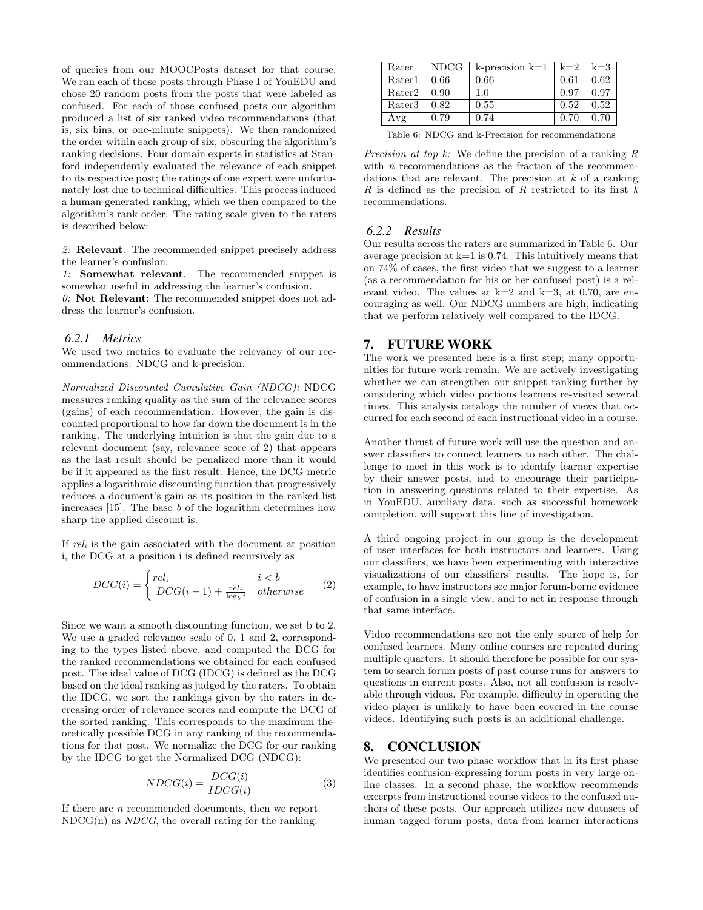of queries from our MOOCPosts dataset for that course. We ran each of those posts through Phase I of YouEDU and chose 20 random posts from the posts that were labeled as confused. For each of those confused posts our algorithm produced a list of six ranked video recommendations (that is, six bins, or one-minute snippets). We then randomized the order within each group of six, obscuring the algorithm's ranking decisions. Four domain experts in statistics at Stanford independently evaluated the relevance of each snippet to its respective post; the ratings of one expert were unfortunately lost due to technical difficulties. This process induced a human-generated ranking, which we then compared to the algorithm's rank order. The rating scale given to the raters is described below:

*2:* **Relevant**. The recommended snippet precisely address the learner's confusion.
*1:* **Somewhat relevant**. The recommended snippet is somewhat useful in addressing the learner's confusion.
*0:* **Not Relevant**: The recommended snippet does not address the learner's confusion.

### 6.2.1 Metrics

We used two metrics to evaluate the relevancy of our recommendations: NDCG and k-precision.

*Normalized Discounted Cumulative Gain (NDCG):* NDCG measures ranking quality as the sum of the relevance scores (gains) of each recommendation. However, the gain is discounted proportional to how far down the document is in the ranking. The underlying intuition is that the gain due to a relevant document (say, relevance score of 2) that appears as the last result should be penalized more than it would be if it appeared as the first result. Hence, the DCG metric applies a logarithmic discounting function that progressively reduces a document's gain as its position in the ranked list increases [15]. The base $b$ of the logarithm determines how sharp the applied discount is.

If $rel_i$ is the gain associated with the document at position i, the DCG at a position i is defined recursively as

$$DCG(i) = \begin{cases} rel_i & i < b \\ DCG(i-1) + \frac{rel_i}{\log_b i} & otherwise \end{cases} \quad (2)$$

Since we want a smooth discounting function, we set b to 2. We use a graded relevance scale of 0, 1 and 2, corresponding to the types listed above, and computed the DCG for the ranked recommendations we obtained for each confused post. The ideal value of DCG (IDCG) is defined as the DCG based on the ideal ranking as judged by the raters. To obtain the IDCG, we sort the rankings given by the raters in decreasing order of relevance scores and compute the DCG of the sorted ranking. This corresponds to the maximum theoretically possible DCG in any ranking of the recommendations for that post. We normalize the DCG for our ranking by the IDCG to get the Normalized DCG (NDCG):

$$NDCG(i) = \frac{DCG(i)}{IDCG(i)} \quad (3)$$

If there are $n$ recommended documents, then we report NDCG(n) as *NDCG*, the overall rating for the ranking.

| Rater | NDCG | k-precision k=1 | k=2 | k=3 |
|---|---|---|---|---|
| Rater1 | 0.66 | 0.66 | 0.61 | 0.62 |
| Rater2 | 0.90 | 1.0 | 0.97 | 0.97 |
| Rater3 | 0.82 | 0.55 | 0.52 | 0.52 |
| Avg | 0.79 | 0.74 | 0.70 | 0.70 |

Table 6: NDCG and k-Precision for recommendations

*Precision at top k:* We define the precision of a ranking $R$ with $n$ recommendations as the fraction of the recommendations that are relevant. The precision at $k$ of a ranking $R$ is defined as the precision of $R$ restricted to its first $k$ recommendations.

### 6.2.2 Results

Our results across the raters are summarized in Table 6. Our average precision at k=1 is 0.74. This intuitively means that on 74% of cases, the first video that we suggest to a learner (as a recommendation for his or her confused post) is a relevant video. The values at k=2 and k=3, at 0.70, are encouraging as well. Our NDCG numbers are high, indicating that we perform relatively well compared to the IDCG.

## 7. FUTURE WORK

The work we presented here is a first step; many opportunities for future work remain. We are actively investigating whether we can strengthen our snippet ranking further by considering which video portions learners re-visited several times. This analysis catalogs the number of views that occurred for each second of each instructional video in a course.

Another thrust of future work will use the question and answer classifiers to connect learners to each other. The challenge to meet in this work is to identify learner expertise by their answer posts, and to encourage their participation in answering questions related to their expertise. As in YouEDU, auxiliary data, such as successful homework completion, will support this line of investigation.

A third ongoing project in our group is the development of user interfaces for both instructors and learners. Using our classifiers, we have been experimenting with interactive visualizations of our classifiers' results. The hope is, for example, to have instructors see major forum-borne evidence of confusion in a single view, and to act in response through that same interface.

Video recommendations are not the only source of help for confused learners. Many online courses are repeated during multiple quarters. It should therefore be possible for our system to search forum posts of past course runs for answers to questions in current posts. Also, not all confusion is resolvable through videos. For example, difficulty in operating the video player is unlikely to have been covered in the course videos. Identifying such posts is an additional challenge.

## 8. CONCLUSION

We presented our two phase workflow that in its first phase identifies confusion-expressing forum posts in very large online classes. In a second phase, the workflow recommends excerpts from instructional course videos to the confused authors of these posts. Our approach utilizes new datasets of human tagged forum posts, data from learner interactions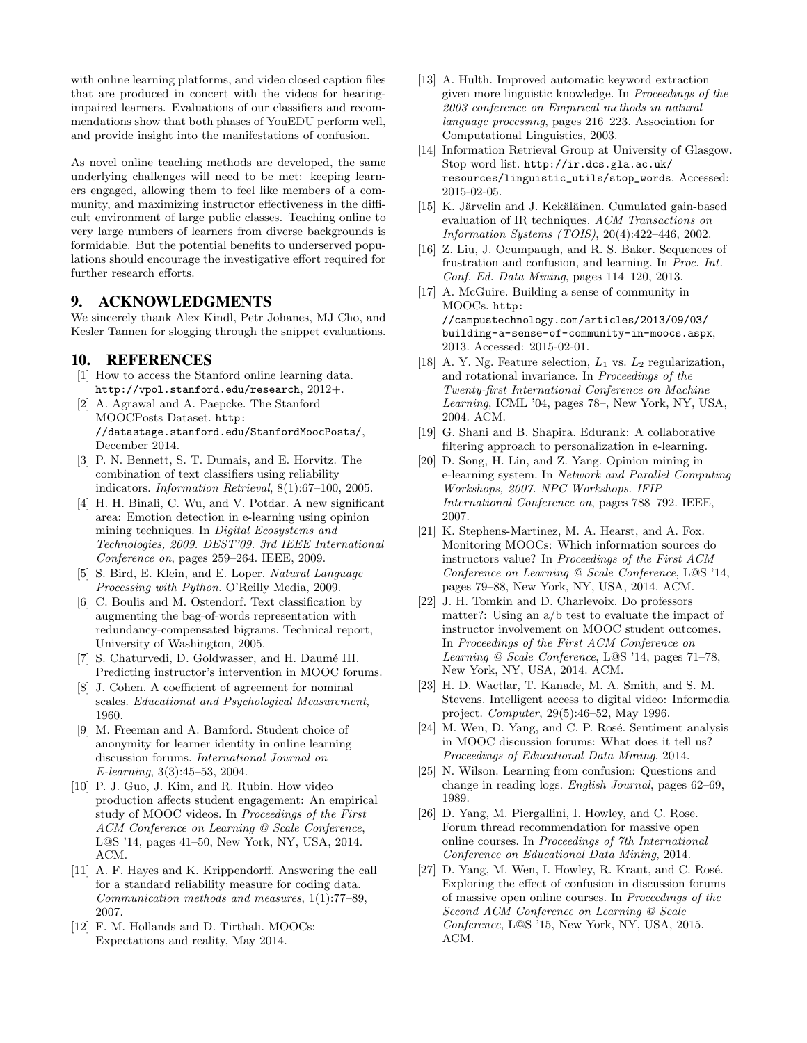with online learning platforms, and video closed caption files that are produced in concert with the videos for hearing-impaired learners. Evaluations of our classifiers and recommendations show that both phases of YouEDU perform well, and provide insight into the manifestations of confusion.

As novel online teaching methods are developed, the same underlying challenges will need to be met: keeping learners engaged, allowing them to feel like members of a community, and maximizing instructor effectiveness in the difficult environment of large public classes. Teaching online to very large numbers of learners from diverse backgrounds is formidable. But the potential benefits to underserved populations should encourage the investigative effort required for further research efforts.

## 9. ACKNOWLEDGMENTS

We sincerely thank Alex Kindl, Petr Johanes, MJ Cho, and Kesler Tannen for slogging through the snippet evaluations.

## 10. REFERENCES

[1] How to access the Stanford online learning data. `http://vpol.stanford.edu/research`, 2012+.

[2] A. Agrawal and A. Paepcke. The Stanford MOOCPosts Dataset. `http://datastage.stanford.edu/StanfordMoocPosts/`, December 2014.

[3] P. N. Bennett, S. T. Dumais, and E. Horvitz. The combination of text classifiers using reliability indicators. *Information Retrieval*, 8(1):67–100, 2005.

[4] H. H. Binali, C. Wu, and V. Potdar. A new significant area: Emotion detection in e-learning using opinion mining techniques. In *Digital Ecosystems and Technologies, 2009. DEST'09. 3rd IEEE International Conference on*, pages 259–264. IEEE, 2009.

[5] S. Bird, E. Klein, and E. Loper. *Natural Language Processing with Python*. O'Reilly Media, 2009.

[6] C. Boulis and M. Ostendorf. Text classification by augmenting the bag-of-words representation with redundancy-compensated bigrams. Technical report, University of Washington, 2005.

[7] S. Chaturvedi, D. Goldwasser, and H. Daumé III. Predicting instructor's intervention in MOOC forums.

[8] J. Cohen. A coefficient of agreement for nominal scales. *Educational and Psychological Measurement*, 1960.

[9] M. Freeman and A. Bamford. Student choice of anonymity for learner identity in online learning discussion forums. *International Journal on E-learning*, 3(3):45–53, 2004.

[10] P. J. Guo, J. Kim, and R. Rubin. How video production affects student engagement: An empirical study of MOOC videos. In *Proceedings of the First ACM Conference on Learning @ Scale Conference*, L@S '14, pages 41–50, New York, NY, USA, 2014. ACM.

[11] A. F. Hayes and K. Krippendorff. Answering the call for a standard reliability measure for coding data. *Communication methods and measures*, 1(1):77–89, 2007.

[12] F. M. Hollands and D. Tirthali. MOOCs: Expectations and reality, May 2014.

[13] A. Hulth. Improved automatic keyword extraction given more linguistic knowledge. In *Proceedings of the 2003 conference on Empirical methods in natural language processing*, pages 216–223. Association for Computational Linguistics, 2003.

[14] Information Retrieval Group at University of Glasgow. Stop word list. `http://ir.dcs.gla.ac.uk/resources/linguistic_utils/stop_words`. Accessed: 2015-02-05.

[15] K. Järvelin and J. Kekäläinen. Cumulated gain-based evaluation of IR techniques. *ACM Transactions on Information Systems (TOIS)*, 20(4):422–446, 2002.

[16] Z. Liu, J. Ocumpaugh, and R. S. Baker. Sequences of frustration and confusion, and learning. In *Proc. Int. Conf. Ed. Data Mining*, pages 114–120, 2013.

[17] A. McGuire. Building a sense of community in MOOCs. `http://campustechnology.com/articles/2013/09/03/building-a-sense-of-community-in-moocs.aspx`, 2013. Accessed: 2015-02-01.

[18] A. Y. Ng. Feature selection, $L_1$ vs. $L_2$ regularization, and rotational invariance. In *Proceedings of the Twenty-first International Conference on Machine Learning*, ICML '04, pages 78–, New York, NY, USA, 2004. ACM.

[19] G. Shani and B. Shapira. Edurank: A collaborative filtering approach to personalization in e-learning.

[20] D. Song, H. Lin, and Z. Yang. Opinion mining in e-learning system. In *Network and Parallel Computing Workshops, 2007. NPC Workshops. IFIP International Conference on*, pages 788–792. IEEE, 2007.

[21] K. Stephens-Martinez, M. A. Hearst, and A. Fox. Monitoring MOOCs: Which information sources do instructors value? In *Proceedings of the First ACM Conference on Learning @ Scale Conference*, L@S '14, pages 79–88, New York, NY, USA, 2014. ACM.

[22] J. H. Tomkin and D. Charlevoix. Do professors matter?: Using an a/b test to evaluate the impact of instructor involvement on MOOC student outcomes. In *Proceedings of the First ACM Conference on Learning @ Scale Conference*, L@S '14, pages 71–78, New York, NY, USA, 2014. ACM.

[23] H. D. Wactlar, T. Kanade, M. A. Smith, and S. M. Stevens. Intelligent access to digital video: Informedia project. *Computer*, 29(5):46–52, May 1996.

[24] M. Wen, D. Yang, and C. P. Rosé. Sentiment analysis in MOOC discussion forums: What does it tell us? *Proceedings of Educational Data Mining*, 2014.

[25] N. Wilson. Learning from confusion: Questions and change in reading logs. *English Journal*, pages 62–69, 1989.

[26] D. Yang, M. Piergallini, I. Howley, and C. Rose. Forum thread recommendation for massive open online courses. In *Proceedings of 7th International Conference on Educational Data Mining*, 2014.

[27] D. Yang, M. Wen, I. Howley, R. Kraut, and C. Rosé. Exploring the effect of confusion in discussion forums of massive open online courses. In *Proceedings of the Second ACM Conference on Learning @ Scale Conference*, L@S '15, New York, NY, USA, 2015. ACM.